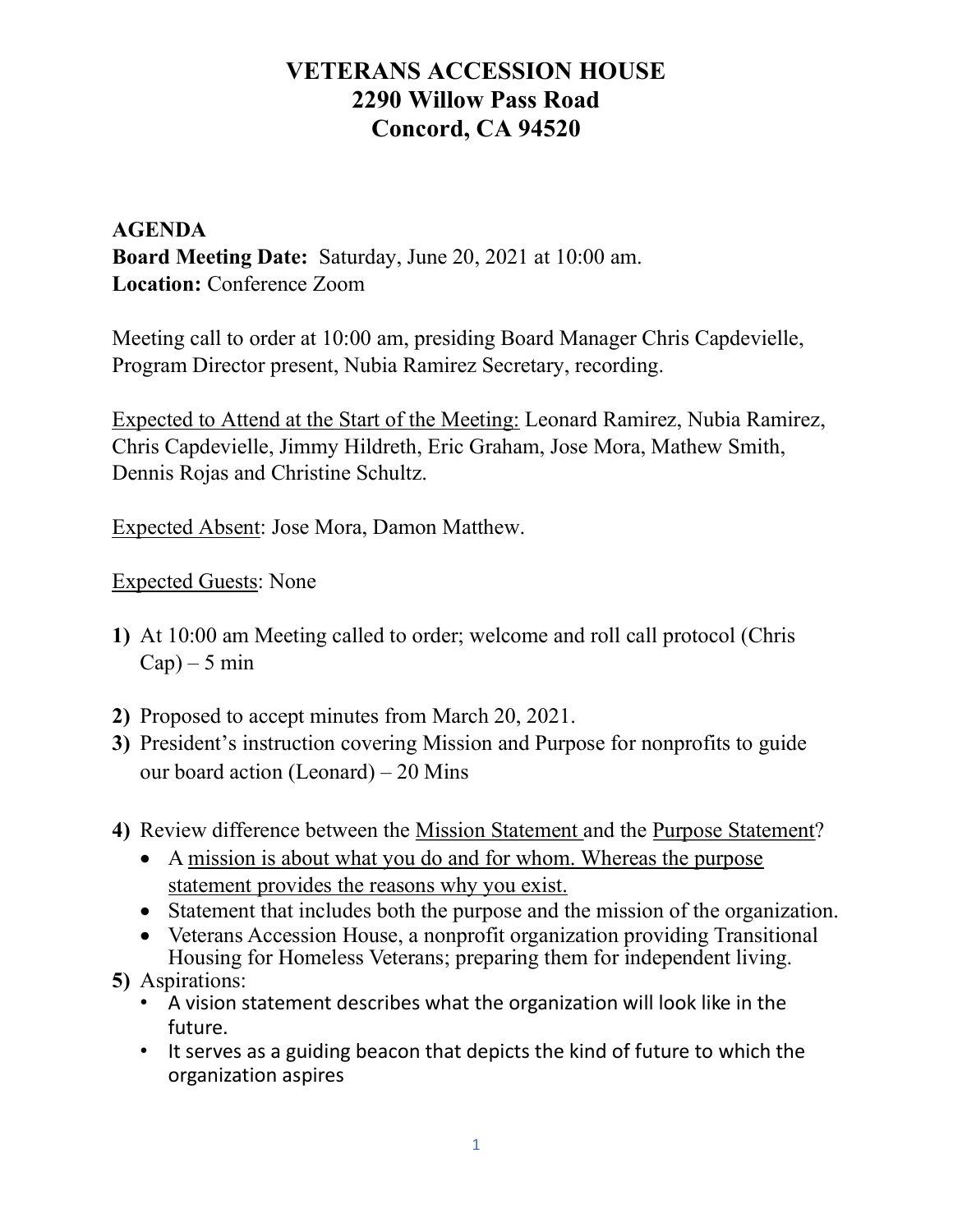# VETERANS ACCESSION HOUSE
# 2290 Willow Pass Road
# Concord, CA 94520

**AGENDA**
**Board Meeting Date:** Saturday, June 20, 2021 at 10:00 am.
**Location:** Conference Zoom

Meeting call to order at 10:00 am, presiding Board Manager Chris Capdevielle, Program Director present, Nubia Ramirez Secretary, recording.

<u>Expected to Attend at the Start of the Meeting:</u> Leonard Ramirez, Nubia Ramirez, Chris Capdevielle, Jimmy Hildreth, Eric Graham, Jose Mora, Mathew Smith, Dennis Rojas and Christine Schultz.

<u>Expected Absent</u>: Jose Mora, Damon Matthew.

<u>Expected Guests</u>: None

1) At 10:00 am Meeting called to order; welcome and roll call protocol (Chris Cap) – 5 min

2) Proposed to accept minutes from March 20, 2021.
3) President's instruction covering Mission and Purpose for nonprofits to guide our board action (Leonard) – 20 Mins

4) Review difference between the <u>Mission Statement</u> and the <u>Purpose Statement</u>?
   - A <u>mission is about what you do and for whom. Whereas the purpose statement provides the reasons why you exist.</u>
   - Statement that includes both the purpose and the mission of the organization.
   - Veterans Accession House, a nonprofit organization providing Transitional Housing for Homeless Veterans; preparing them for independent living.
5) Aspirations:
   - A vision statement describes what the organization will look like in the future.
   - It serves as a guiding beacon that depicts the kind of future to which the organization aspires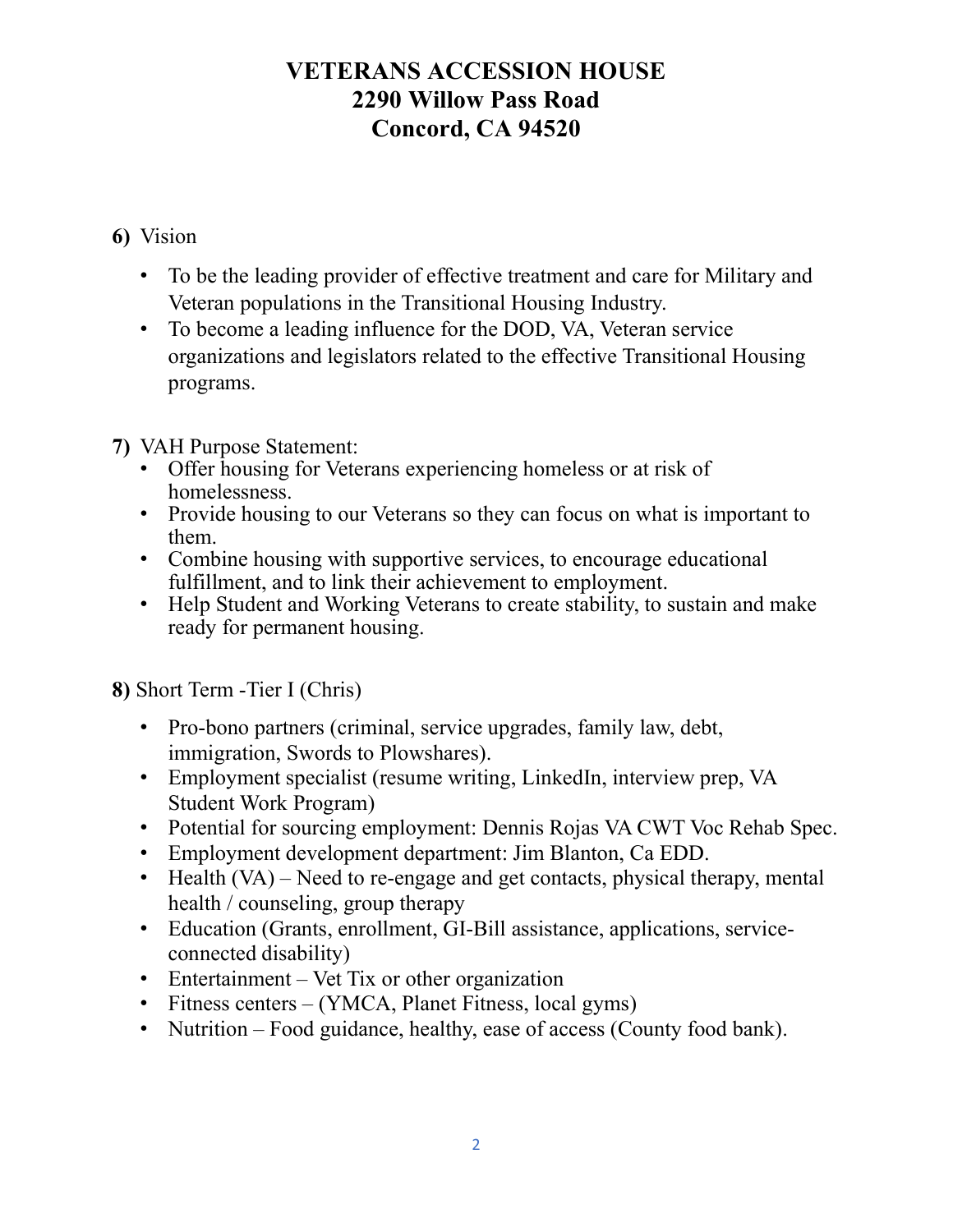# VETERANS ACCESSION HOUSE
# 2290 Willow Pass Road
# Concord, CA 94520

**6)** Vision

- To be the leading provider of effective treatment and care for Military and Veteran populations in the Transitional Housing Industry.
- To become a leading influence for the DOD, VA, Veteran service organizations and legislators related to the effective Transitional Housing programs.

**7)** VAH Purpose Statement:

- Offer housing for Veterans experiencing homeless or at risk of homelessness.
- Provide housing to our Veterans so they can focus on what is important to them.
- Combine housing with supportive services, to encourage educational fulfillment, and to link their achievement to employment.
- Help Student and Working Veterans to create stability, to sustain and make ready for permanent housing.

**8)** Short Term -Tier I (Chris)

- Pro-bono partners (criminal, service upgrades, family law, debt, immigration, Swords to Plowshares).
- Employment specialist (resume writing, LinkedIn, interview prep, VA Student Work Program)
- Potential for sourcing employment: Dennis Rojas VA CWT Voc Rehab Spec.
- Employment development department: Jim Blanton, Ca EDD.
- Health (VA) – Need to re-engage and get contacts, physical therapy, mental health / counseling, group therapy
- Education (Grants, enrollment, GI-Bill assistance, applications, service-connected disability)
- Entertainment – Vet Tix or other organization
- Fitness centers – (YMCA, Planet Fitness, local gyms)
- Nutrition – Food guidance, healthy, ease of access (County food bank).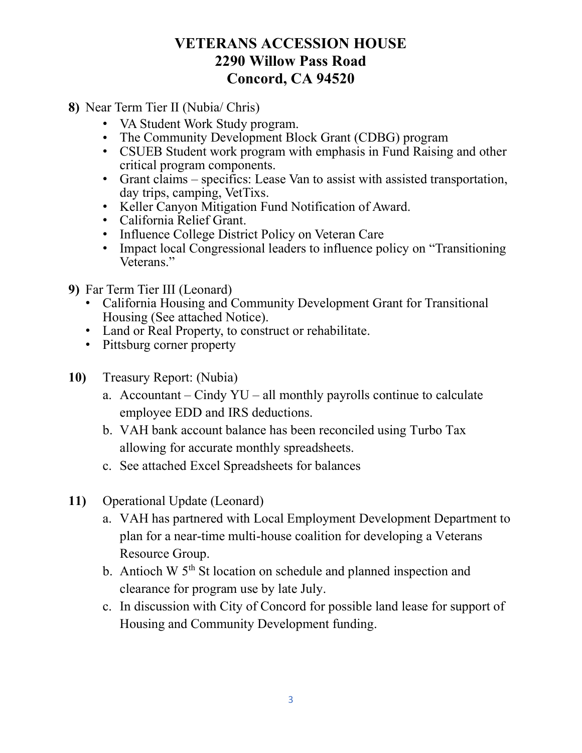# VETERANS ACCESSION HOUSE
# 2290 Willow Pass Road
# Concord, CA 94520

**8)** Near Term Tier II (Nubia/ Chris)

- VA Student Work Study program.
- The Community Development Block Grant (CDBG) program
- CSUEB Student work program with emphasis in Fund Raising and other critical program components.
- Grant claims – specifics: Lease Van to assist with assisted transportation, day trips, camping, VetTixs.
- Keller Canyon Mitigation Fund Notification of Award.
- California Relief Grant.
- Influence College District Policy on Veteran Care
- Impact local Congressional leaders to influence policy on "Transitioning Veterans."

**9)** Far Term Tier III (Leonard)

- California Housing and Community Development Grant for Transitional Housing (See attached Notice).
- Land or Real Property, to construct or rehabilitate.
- Pittsburg corner property

**10)** Treasury Report: (Nubia)

a. Accountant – Cindy YU – all monthly payrolls continue to calculate employee EDD and IRS deductions.
b. VAH bank account balance has been reconciled using Turbo Tax allowing for accurate monthly spreadsheets.
c. See attached Excel Spreadsheets for balances

**11)** Operational Update (Leonard)

a. VAH has partnered with Local Employment Development Department to plan for a near-time multi-house coalition for developing a Veterans Resource Group.
b. Antioch W 5th St location on schedule and planned inspection and clearance for program use by late July.
c. In discussion with City of Concord for possible land lease for support of Housing and Community Development funding.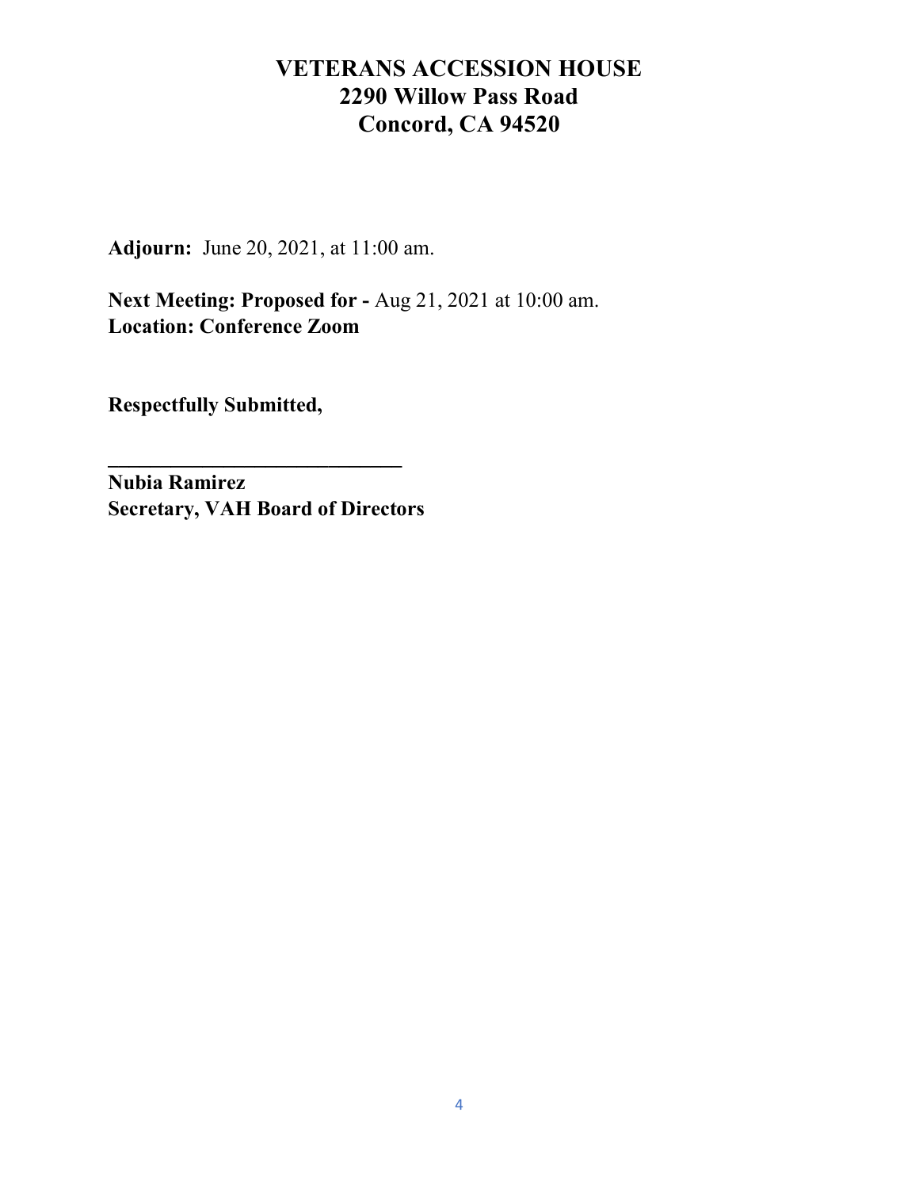# VETERANS ACCESSION HOUSE
# 2290 Willow Pass Road
# Concord, CA 94520

**Adjourn:** June 20, 2021, at 11:00 am.

**Next Meeting: Proposed for -** Aug 21, 2021 at 10:00 am.
**Location: Conference Zoom**

**Respectfully Submitted,**

**______________________________**
**Nubia Ramirez**
**Secretary, VAH Board of Directors**